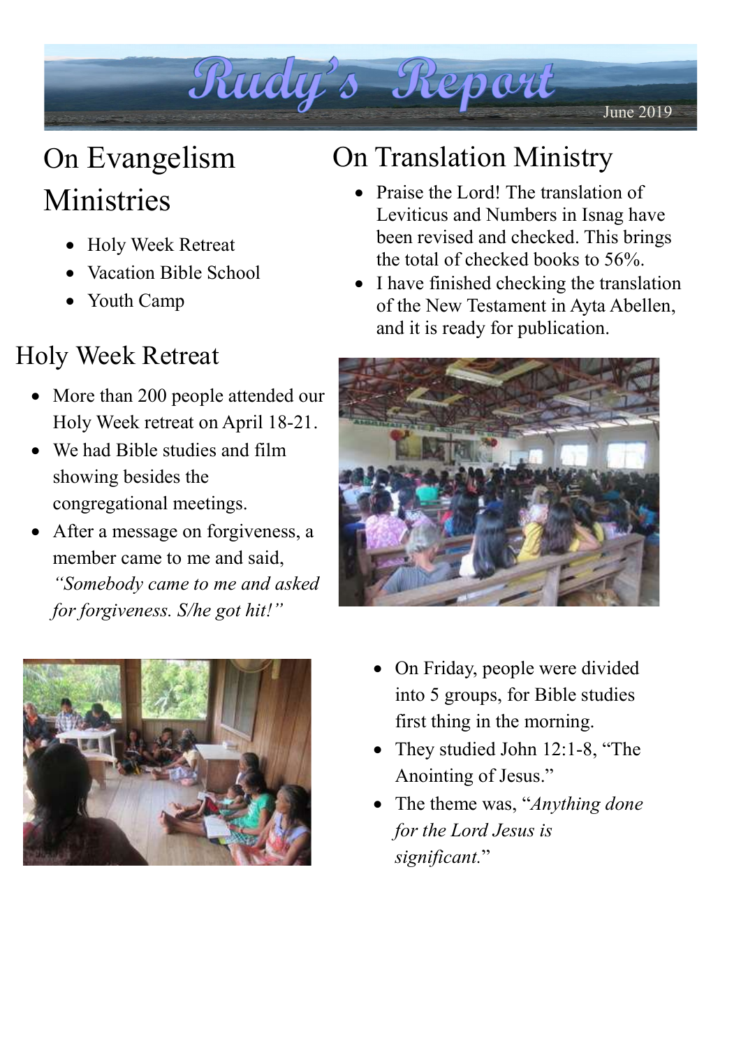# Rudy's Report

June 2019

## On Evangelism Ministries

- Holy Week Retreat
- Vacation Bible School
- Youth Camp

## On Translation Ministry

- Praise the Lord! The translation of Leviticus and Numbers in Isnag have been revised and checked. This brings the total of checked books to 56%.
- I have finished checking the translation of the New Testament in Ayta Abellen, and it is ready for publication.

## Holy Week Retreat

- More than 200 people attended our Holy Week retreat on April 18-21.
- We had Bible studies and film showing besides the congregational meetings.
- After a message on forgiveness, a member came to me and said, *"Somebody came to me and asked for forgiveness. S/he got hit!"*
- On Friday, people were divided into 5 groups, for Bible studies first thing in the morning.
- They studied John 12:1-8, "The Anointing of Jesus."
- The theme was, "*Anything done for the Lord Jesus is significant.*"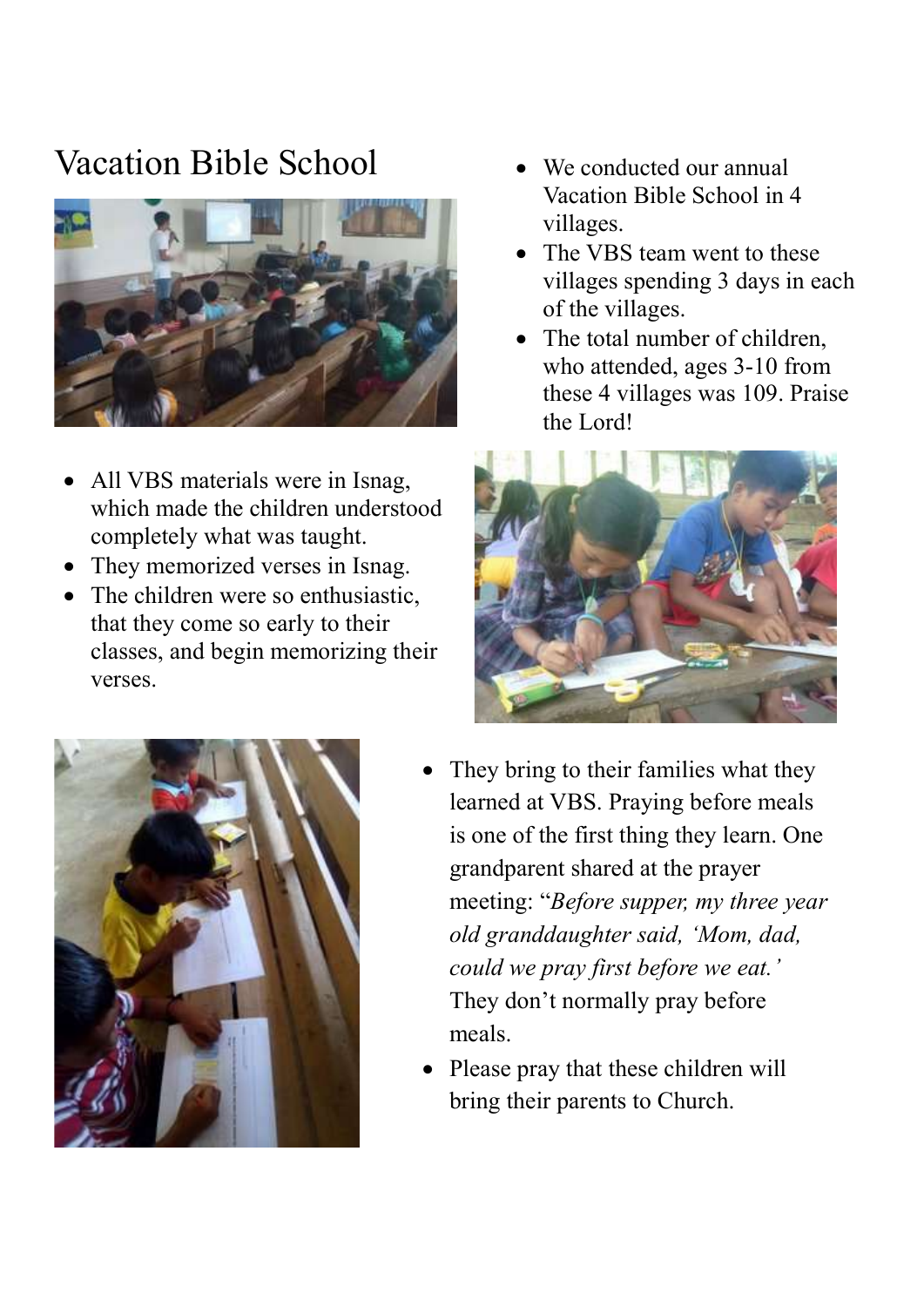# Vacation Bible School

- We conducted our annual Vacation Bible School in 4 villages.
- The VBS team went to these villages spending 3 days in each of the villages.
- The total number of children, who attended, ages 3-10 from these 4 villages was 109. Praise the Lord!

- All VBS materials were in Isnag, which made the children understood completely what was taught.
- They memorized verses in Isnag.
- The children were so enthusiastic, that they come so early to their classes, and begin memorizing their verses.

- They bring to their families what they learned at VBS. Praying before meals is one of the first thing they learn. One grandparent shared at the prayer meeting: "*Before supper, my three year old granddaughter said, 'Mom, dad, could we pray first before we eat.'* They don't normally pray before meals.
- Please pray that these children will bring their parents to Church.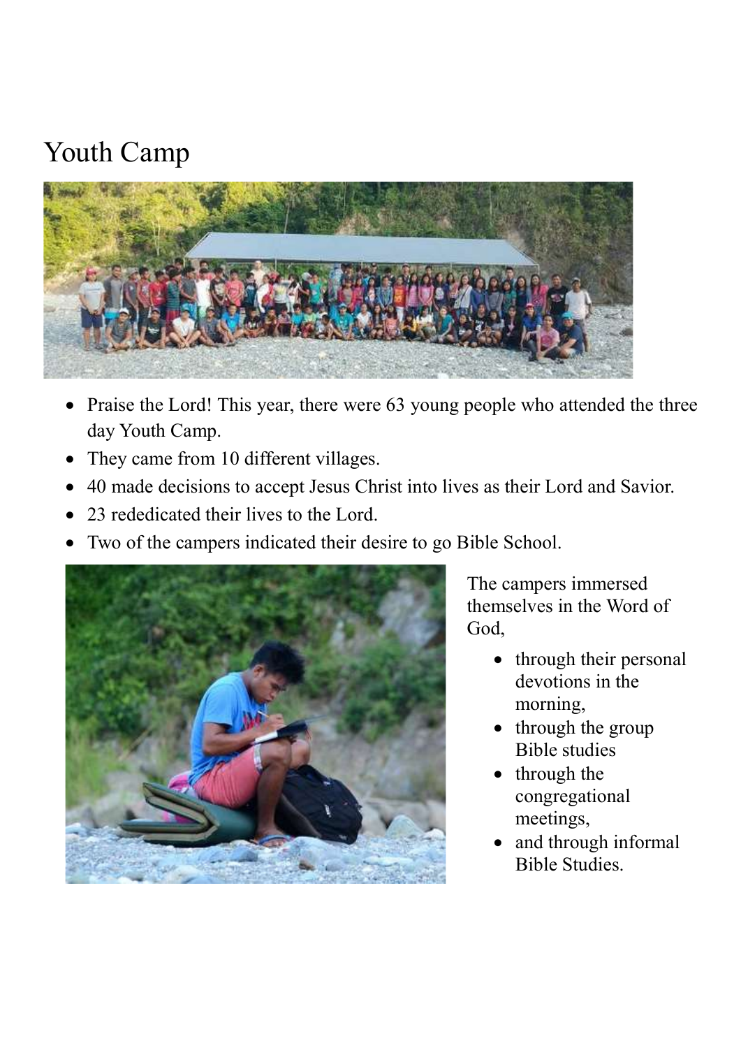# Youth Camp

- Praise the Lord! This year, there were 63 young people who attended the three day Youth Camp.
- They came from 10 different villages.
- 40 made decisions to accept Jesus Christ into lives as their Lord and Savior.
- 23 rededicated their lives to the Lord.
- Two of the campers indicated their desire to go Bible School.

The campers immersed themselves in the Word of God,

- through their personal devotions in the morning,
- through the group Bible studies
- through the congregational meetings,
- and through informal Bible Studies.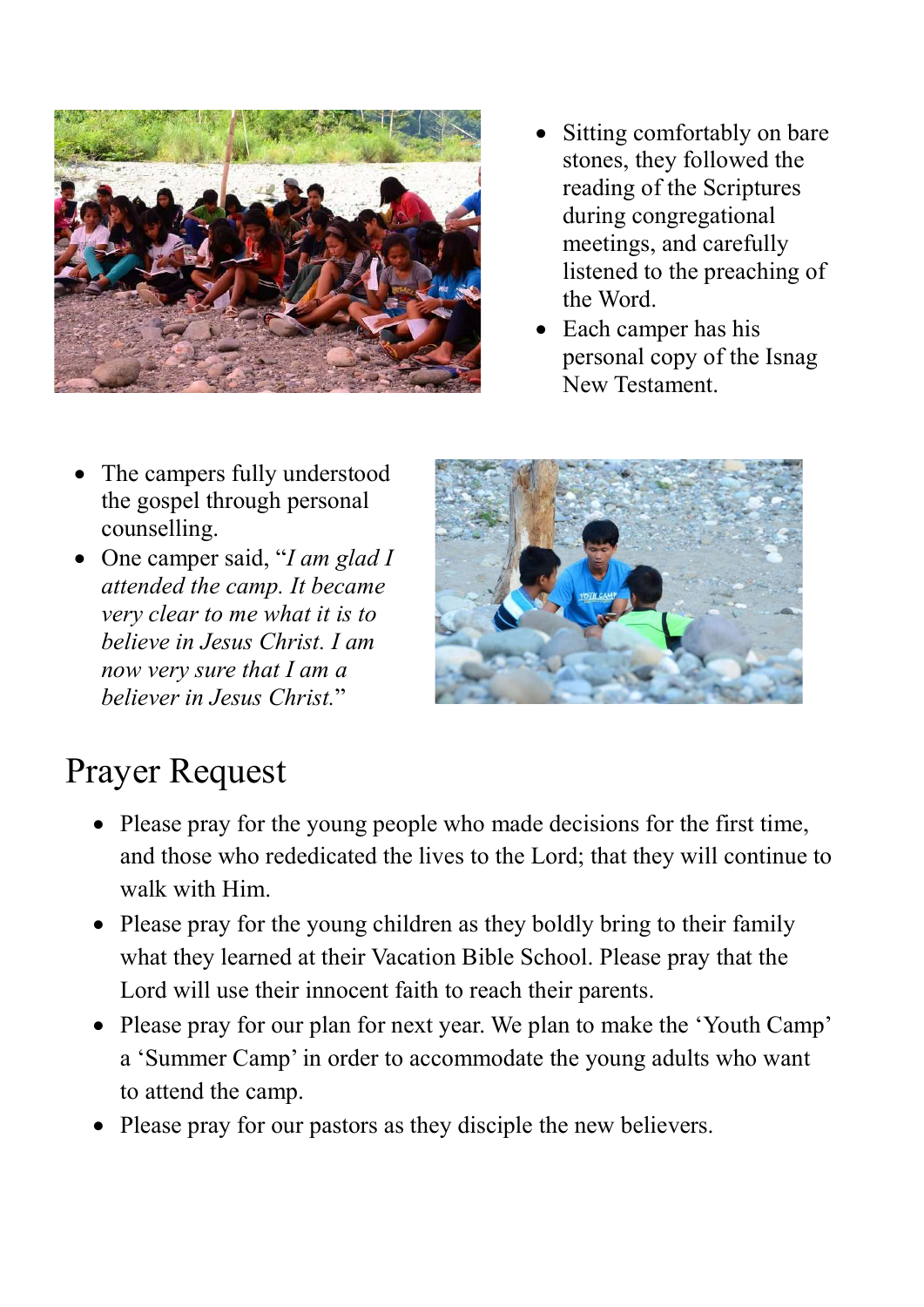- Sitting comfortably on bare stones, they followed the reading of the Scriptures during congregational meetings, and carefully listened to the preaching of the Word.
- Each camper has his personal copy of the Isnag New Testament.

- The campers fully understood the gospel through personal counselling.
- One camper said, "*I am glad I attended the camp. It became very clear to me what it is to believe in Jesus Christ. I am now very sure that I am a believer in Jesus Christ.*"

# Prayer Request

- Please pray for the young people who made decisions for the first time, and those who rededicated the lives to the Lord; that they will continue to walk with Him.
- Please pray for the young children as they boldly bring to their family what they learned at their Vacation Bible School. Please pray that the Lord will use their innocent faith to reach their parents.
- Please pray for our plan for next year. We plan to make the 'Youth Camp' a 'Summer Camp' in order to accommodate the young adults who want to attend the camp.
- Please pray for our pastors as they disciple the new believers.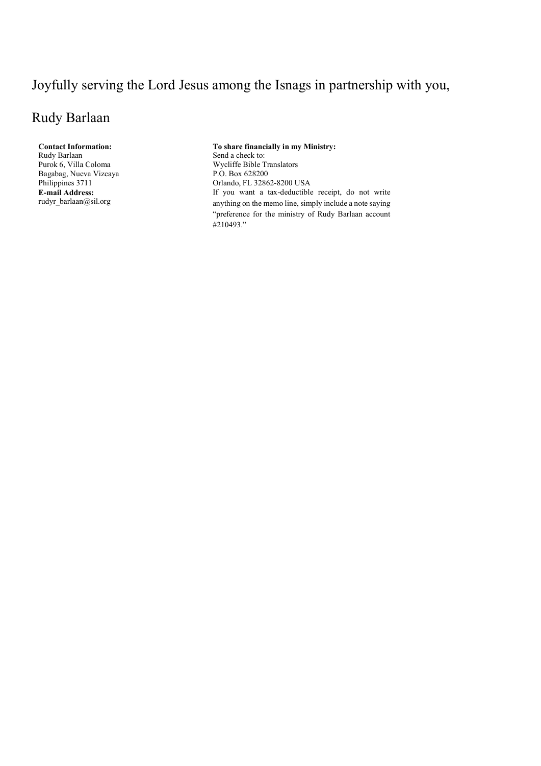Joyfully serving the Lord Jesus among the Isnags in partnership with you,

Rudy Barlaan

**Contact Information:**
Rudy Barlaan
Purok 6, Villa Coloma
Bagabag, Nueva Vizcaya
Philippines 3711
**E-mail Address:**
rudyr_barlaan@sil.org

**To share financially in my Ministry:**
Send a check to:
Wycliffe Bible Translators
P.O. Box 628200
Orlando, FL 32862-8200 USA
If you want a tax-deductible receipt, do not write anything on the memo line, simply include a note saying "preference for the ministry of Rudy Barlaan account #210493."